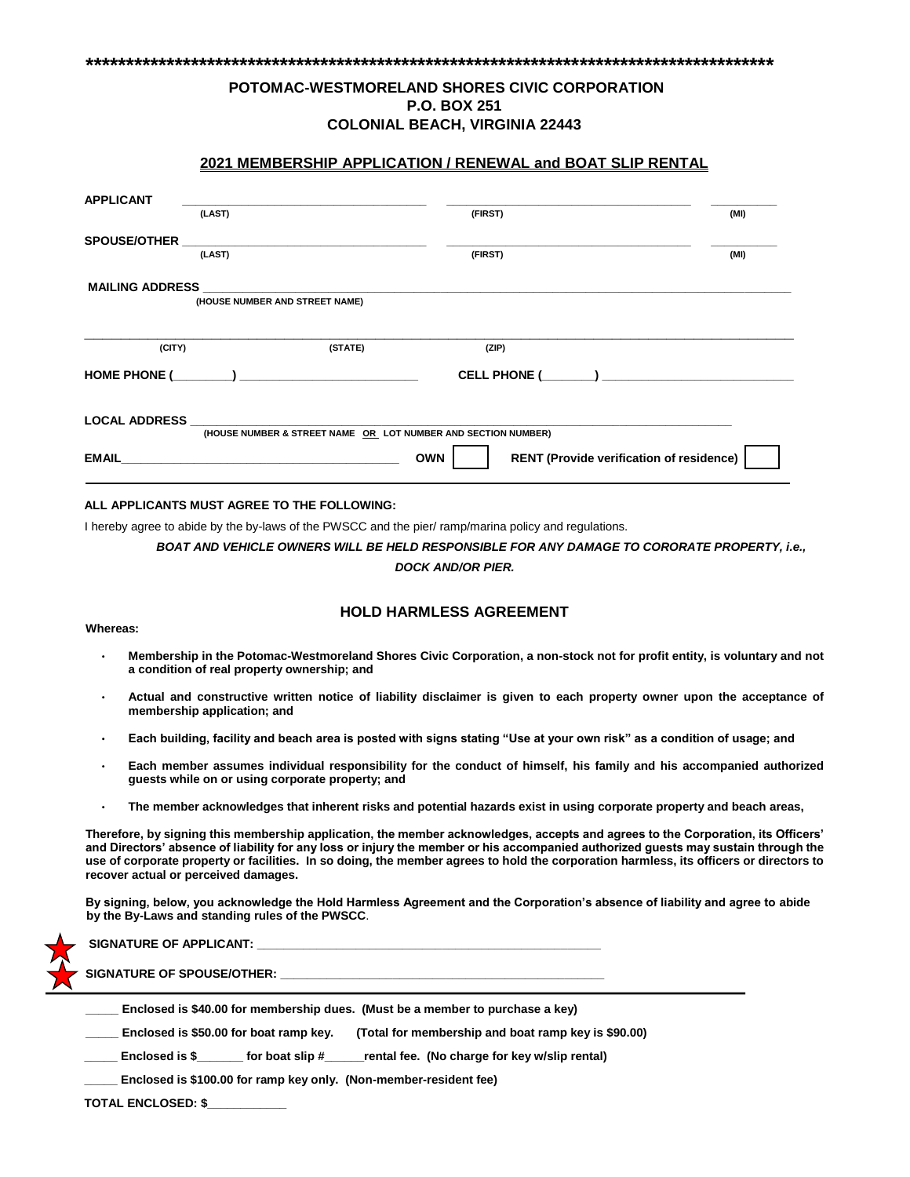\*\*\*\*\*\*\*\*\*\*\*\*\*\*\*\*\*\*\*\*\*\*\*\*\*\*\*\*\*\*\*\*\*\*\*\*\*\*\*\*\*\*\*\*\*\*\*\*\*\*\*\*\*\*\*\*\*\*\*\*\*\*\*\*\*\*\*\*\*\*\*\*\*\*\*\*\*\*\*\*\*\*\*\*\*\*\*

**POTOMAC-WESTMORELAND SHORES CIVIC CORPORATION**
**P.O. BOX 251**
**COLONIAL BEACH, VIRGINIA 22443**

**2021 MEMBERSHIP APPLICATION / RENEWAL and BOAT SLIP RENTAL**

**APPLICANT** ______________________ ______________________ ________
(LAST) (FIRST) (MI)

**SPOUSE/OTHER** ______________________ ______________________ ________
(LAST) (FIRST) (MI)

**MAILING ADDRESS** ________________________________________________
(HOUSE NUMBER AND STREET NAME)

________________________________________________________________
(CITY) (STATE) (ZIP)

**HOME PHONE (\_\_\_\_\_\_\_\_) \_\_\_\_\_\_\_\_\_\_\_\_\_\_\_\_\_\_\_\_\_\_\_\_** **CELL PHONE (\_\_\_\_\_\_\_) \_\_\_\_\_\_\_\_\_\_\_\_\_\_\_\_\_\_\_\_\_\_\_\_**

**LOCAL ADDRESS** ________________________________________________
(HOUSE NUMBER & STREET NAME OR LOT NUMBER AND SECTION NUMBER)

**EMAIL**________________________________ **OWN** ☐ **RENT (Provide verification of residence)** ☐

**ALL APPLICANTS MUST AGREE TO THE FOLLOWING:**

I hereby agree to abide by the by-laws of the PWSCC and the pier/ ramp/marina policy and regulations.

***BOAT AND VEHICLE OWNERS WILL BE HELD RESPONSIBLE FOR ANY DAMAGE TO CORORATE PROPERTY, i.e., DOCK AND/OR PIER.***

## HOLD HARMLESS AGREEMENT

**Whereas:**

- **Membership in the Potomac-Westmoreland Shores Civic Corporation, a non-stock not for profit entity, is voluntary and not a condition of real property ownership; and**
- **Actual and constructive written notice of liability disclaimer is given to each property owner upon the acceptance of membership application; and**
- **Each building, facility and beach area is posted with signs stating "Use at your own risk" as a condition of usage; and**
- **Each member assumes individual responsibility for the conduct of himself, his family and his accompanied authorized guests while on or using corporate property; and**
- **The member acknowledges that inherent risks and potential hazards exist in using corporate property and beach areas,**

**Therefore, by signing this membership application, the member acknowledges, accepts and agrees to the Corporation, its Officers' and Directors' absence of liability for any loss or injury the member or his accompanied authorized guests may sustain through the use of corporate property or facilities. In so doing, the member agrees to hold the corporation harmless, its officers or directors to recover actual or perceived damages.**

**By signing, below, you acknowledge the Hold Harmless Agreement and the Corporation's absence of liability and agree to abide by the By-Laws and standing rules of the PWSCC.**

**SIGNATURE OF APPLICANT:** ________________________________________

**SIGNATURE OF SPOUSE/OTHER:** ________________________________________

\_\_\_\_\_ **Enclosed is $40.00 for membership dues. (Must be a member to purchase a key)**

\_\_\_\_\_ **Enclosed is $50.00 for boat ramp key. (Total for membership and boat ramp key is $90.00)**

\_\_\_\_\_ **Enclosed is $\_\_\_\_\_\_\_ for boat slip #\_\_\_\_\_\_rental fee. (No charge for key w/slip rental)**

\_\_\_\_\_ **Enclosed is $100.00 for ramp key only. (Non-member-resident fee)**

**TOTAL ENCLOSED: $\_\_\_\_\_\_\_\_\_\_\_\_**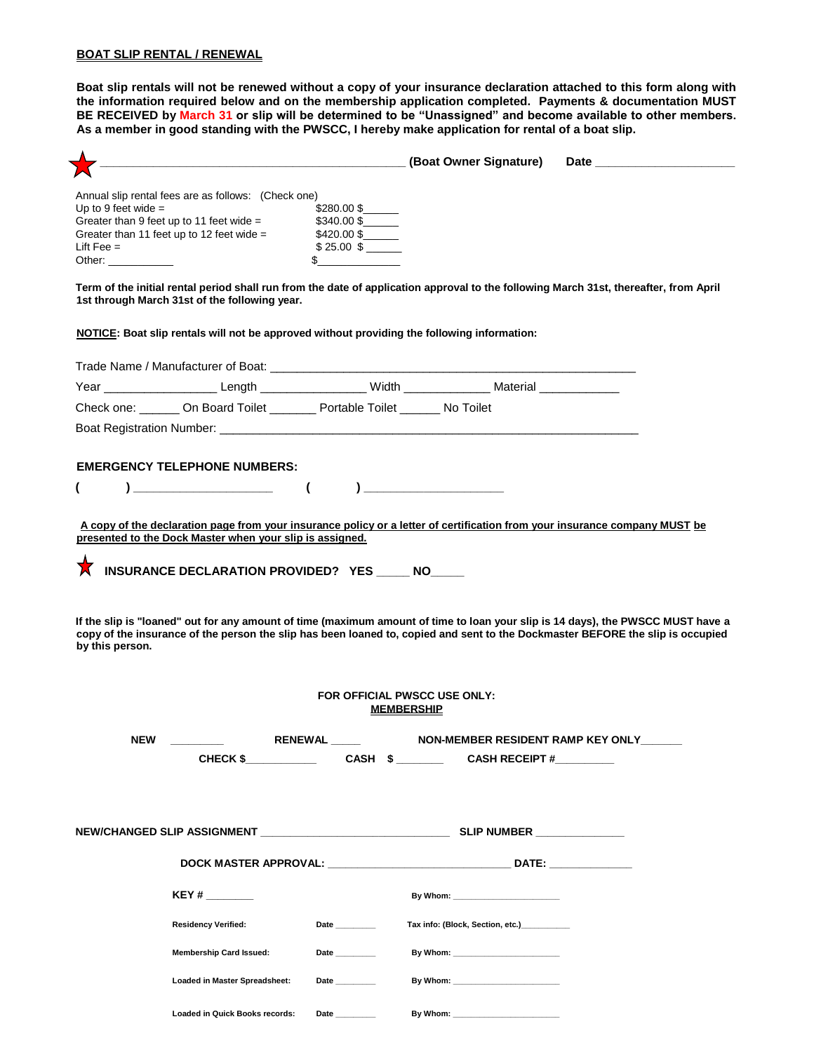**BOAT SLIP RENTAL / RENEWAL**

**Boat slip rentals will not be renewed without a copy of your insurance declaration attached to this form along with the information required below and on the membership application completed. Payments & documentation MUST BE RECEIVED by March 31 or slip will be determined to be "Unassigned" and become available to other members. As a member in good standing with the PWSCC, I hereby make application for rental of a boat slip.**

★ ______________________________________________ **(Boat Owner Signature)** **Date** ____________________

Annual slip rental fees are as follows: (Check one)

| | |
|---|---|
| Up to 9 feet wide = | $280.00 $______ |
| Greater than 9 feet up to 11 feet wide = | $340.00 $______ |
| Greater than 11 feet up to 12 feet wide = | $420.00 $______ |
| Lift Fee = | $ 25.00 $ ______ |
| Other: ___________ | $____________ |

**Term of the initial rental period shall run from the date of application approval to the following March 31st, thereafter, from April 1st through March 31st of the following year.**

**NOTICE: Boat slip rentals will not be approved without providing the following information:**

Trade Name / Manufacturer of Boat: ________________________________________________________

Year ________________ Length _______________ Width ____________ Material ____________

Check one: ______ On Board Toilet _______ Portable Toilet ______ No Toilet

Boat Registration Number: _________________________________________________________________

**EMERGENCY TELEPHONE NUMBERS:**

**( ) ____________________ ( ) ____________________**

**A copy of the declaration page from your insurance policy or a letter of certification from your insurance company MUST be presented to the Dock Master when your slip is assigned.**

★ **INSURANCE DECLARATION PROVIDED? YES _____ NO_____**

**If the slip is "loaned" out for any amount of time (maximum amount of time to loan your slip is 14 days), the PWSCC MUST have a copy of the insurance of the person the slip has been loaned to, copied and sent to the Dockmaster BEFORE the slip is occupied by this person.**

**FOR OFFICIAL PWSCC USE ONLY:**
**MEMBERSHIP**

**NEW** _________ **RENEWAL** _____ **NON-MEMBER RESIDENT RAMP KEY ONLY**______

**CHECK $**____________ **CASH $** ________ **CASH RECEIPT #**_________

**NEW/CHANGED SLIP ASSIGNMENT** ______________________________ **SLIP NUMBER** ______________

**DOCK MASTER APPROVAL:** ______________________________ **DATE:** _____________

**KEY #** ________ **By Whom:** ____________________

**Residency Verified:** **Date** ________ **Tax info: (Block, Section, etc.)**__________

**Membership Card Issued:** **Date** ________ **By Whom:** ____________________

**Loaded in Master Spreadsheet:** **Date** ________ **By Whom:** ____________________

**Loaded in Quick Books records:** **Date** ________ **By Whom:** ____________________